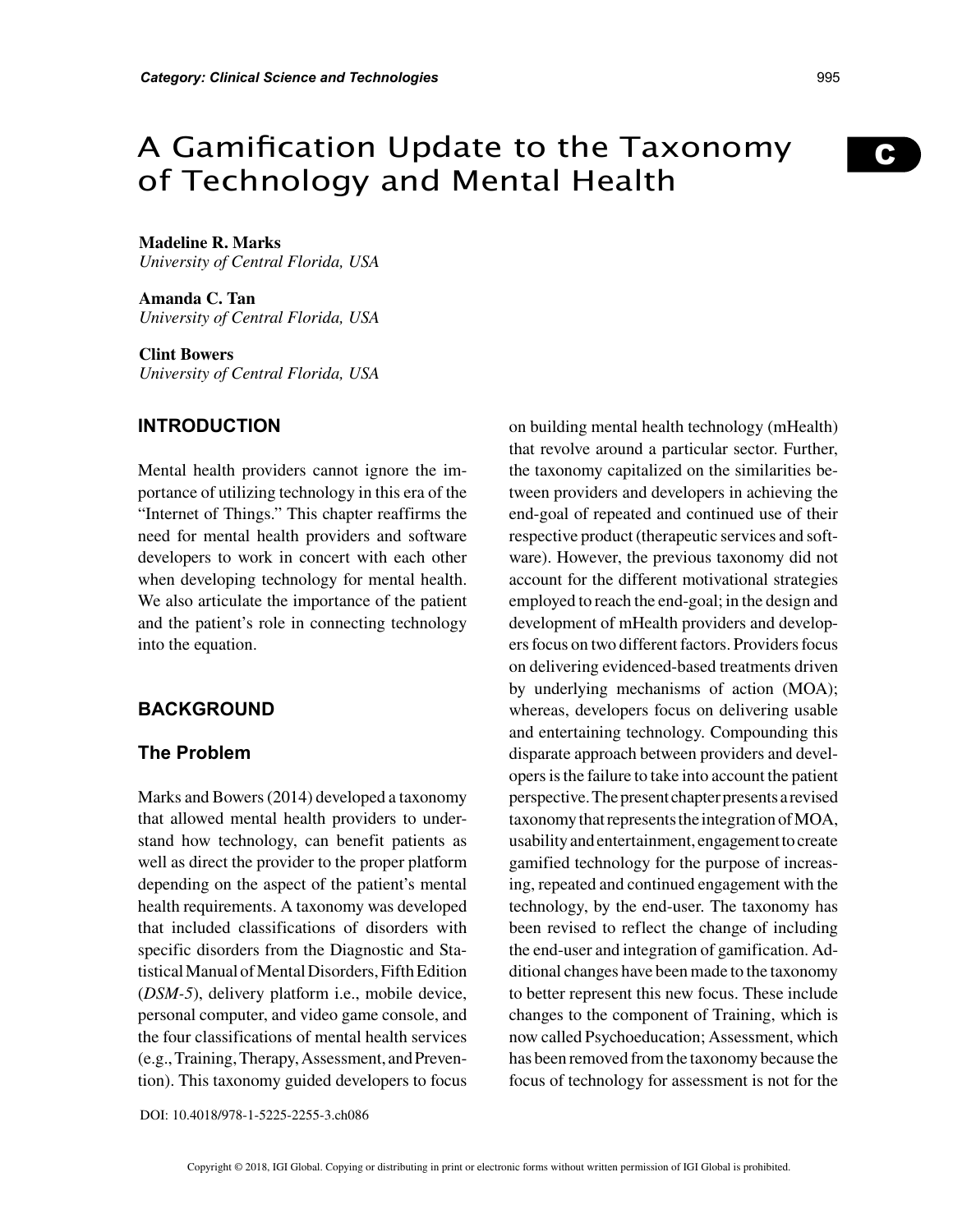# A Gamification Update to the Taxonomy of Technology and Mental Health

**Madeline R. Marks**
*University of Central Florida, USA*

**Amanda C. Tan**
*University of Central Florida, USA*

**Clint Bowers**
*University of Central Florida, USA*

## INTRODUCTION

Mental health providers cannot ignore the importance of utilizing technology in this era of the "Internet of Things." This chapter reaffirms the need for mental health providers and software developers to work in concert with each other when developing technology for mental health. We also articulate the importance of the patient and the patient's role in connecting technology into the equation.

## BACKGROUND

### The Problem

Marks and Bowers (2014) developed a taxonomy that allowed mental health providers to understand how technology, can benefit patients as well as direct the provider to the proper platform depending on the aspect of the patient's mental health requirements. A taxonomy was developed that included classifications of disorders with specific disorders from the Diagnostic and Statistical Manual of Mental Disorders, Fifth Edition (*DSM-5*), delivery platform i.e., mobile device, personal computer, and video game console, and the four classifications of mental health services (e.g., Training, Therapy, Assessment, and Prevention). This taxonomy guided developers to focus on building mental health technology (mHealth) that revolve around a particular sector. Further, the taxonomy capitalized on the similarities between providers and developers in achieving the end-goal of repeated and continued use of their respective product (therapeutic services and software). However, the previous taxonomy did not account for the different motivational strategies employed to reach the end-goal; in the design and development of mHealth providers and developers focus on two different factors. Providers focus on delivering evidenced-based treatments driven by underlying mechanisms of action (MOA); whereas, developers focus on delivering usable and entertaining technology. Compounding this disparate approach between providers and developers is the failure to take into account the patient perspective. The present chapter presents a revised taxonomy that represents the integration of MOA, usability and entertainment, engagement to create gamified technology for the purpose of increasing, repeated and continued engagement with the technology, by the end-user. The taxonomy has been revised to reflect the change of including the end-user and integration of gamification. Additional changes have been made to the taxonomy to better represent this new focus. These include changes to the component of Training, which is now called Psychoeducation; Assessment, which has been removed from the taxonomy because the focus of technology for assessment is not for the

DOI: 10.4018/978-1-5225-2255-3.ch086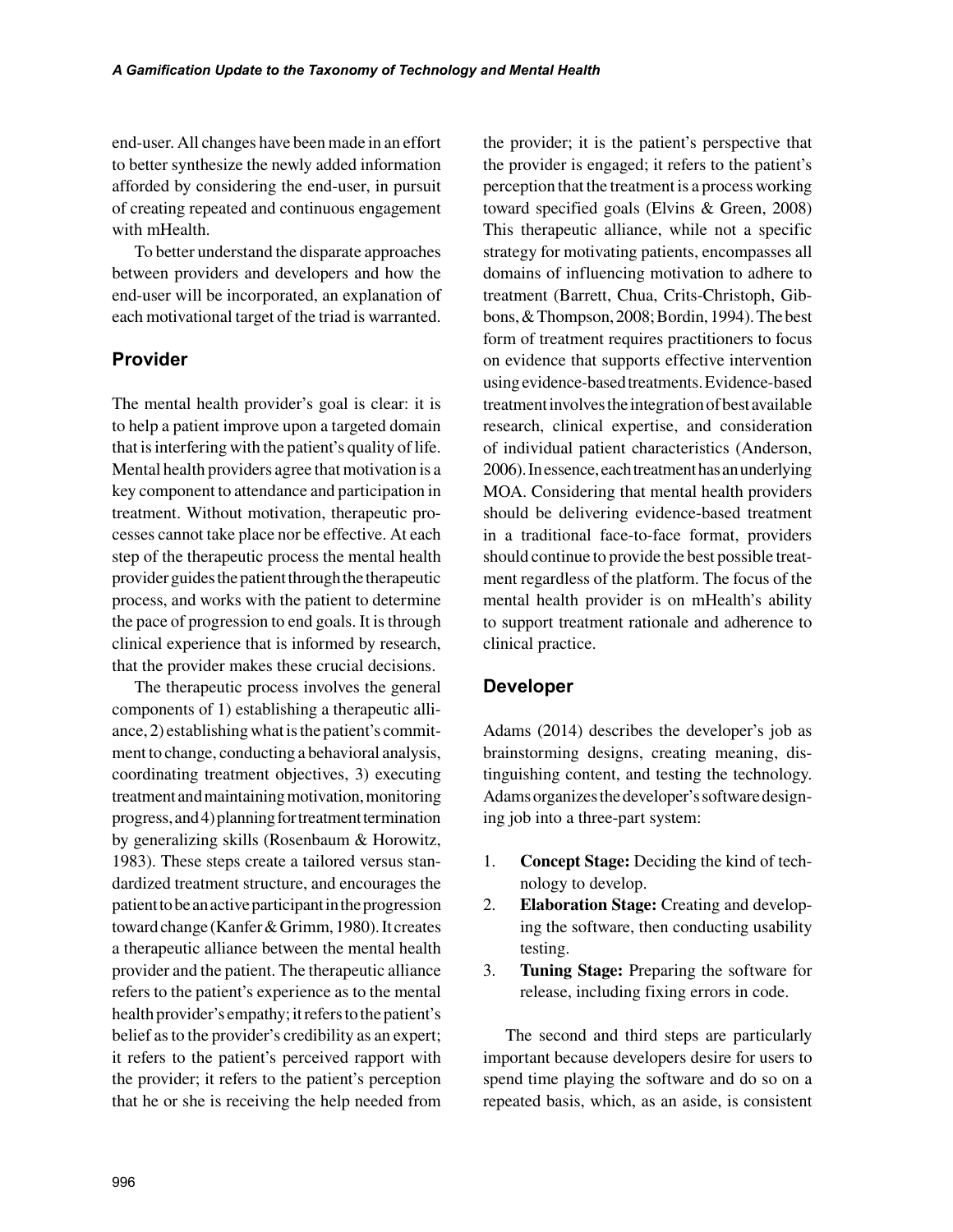end-user. All changes have been made in an effort to better synthesize the newly added information afforded by considering the end-user, in pursuit of creating repeated and continuous engagement with mHealth.

To better understand the disparate approaches between providers and developers and how the end-user will be incorporated, an explanation of each motivational target of the triad is warranted.

## Provider

The mental health provider's goal is clear: it is to help a patient improve upon a targeted domain that is interfering with the patient's quality of life. Mental health providers agree that motivation is a key component to attendance and participation in treatment. Without motivation, therapeutic processes cannot take place nor be effective. At each step of the therapeutic process the mental health provider guides the patient through the therapeutic process, and works with the patient to determine the pace of progression to end goals. It is through clinical experience that is informed by research, that the provider makes these crucial decisions.

The therapeutic process involves the general components of 1) establishing a therapeutic alliance, 2) establishing what is the patient's commitment to change, conducting a behavioral analysis, coordinating treatment objectives, 3) executing treatment and maintaining motivation, monitoring progress, and 4) planning for treatment termination by generalizing skills (Rosenbaum & Horowitz, 1983). These steps create a tailored versus standardized treatment structure, and encourages the patient to be an active participant in the progression toward change (Kanfer & Grimm, 1980). It creates a therapeutic alliance between the mental health provider and the patient. The therapeutic alliance refers to the patient's experience as to the mental health provider's empathy; it refers to the patient's belief as to the provider's credibility as an expert; it refers to the patient's perceived rapport with the provider; it refers to the patient's perception that he or she is receiving the help needed from the provider; it is the patient's perspective that the provider is engaged; it refers to the patient's perception that the treatment is a process working toward specified goals (Elvins & Green, 2008) This therapeutic alliance, while not a specific strategy for motivating patients, encompasses all domains of influencing motivation to adhere to treatment (Barrett, Chua, Crits-Christoph, Gibbons, & Thompson, 2008; Bordin, 1994). The best form of treatment requires practitioners to focus on evidence that supports effective intervention using evidence-based treatments. Evidence-based treatment involves the integration of best available research, clinical expertise, and consideration of individual patient characteristics (Anderson, 2006). In essence, each treatment has an underlying MOA. Considering that mental health providers should be delivering evidence-based treatment in a traditional face-to-face format, providers should continue to provide the best possible treatment regardless of the platform. The focus of the mental health provider is on mHealth's ability to support treatment rationale and adherence to clinical practice.

## Developer

Adams (2014) describes the developer's job as brainstorming designs, creating meaning, distinguishing content, and testing the technology. Adams organizes the developer's software designing job into a three-part system:

1. **Concept Stage:** Deciding the kind of technology to develop.
2. **Elaboration Stage:** Creating and developing the software, then conducting usability testing.
3. **Tuning Stage:** Preparing the software for release, including fixing errors in code.

The second and third steps are particularly important because developers desire for users to spend time playing the software and do so on a repeated basis, which, as an aside, is consistent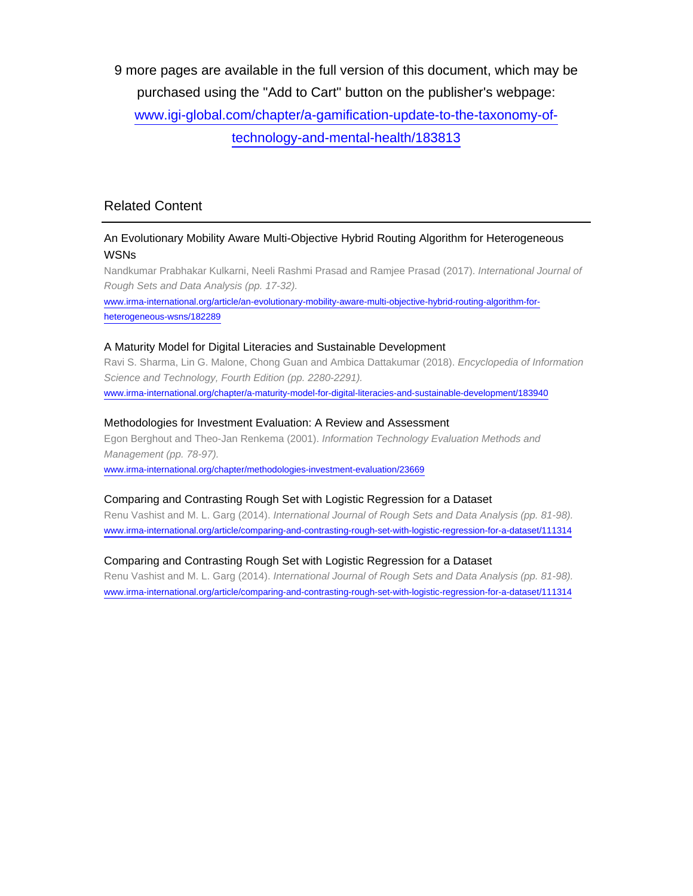9 more pages are available in the full version of this document, which may be purchased using the "Add to Cart" button on the publisher's webpage: [www.igi-global.com/chapter/a-gamification-update-to-the-taxonomy-of-technology-and-mental-health/183813](www.igi-global.com/chapter/a-gamification-update-to-the-taxonomy-of-technology-and-mental-health/183813)

## Related Content

An Evolutionary Mobility Aware Multi-Objective Hybrid Routing Algorithm for Heterogeneous WSNs

Nandkumar Prabhakar Kulkarni, Neeli Rashmi Prasad and Ramjee Prasad (2017). *International Journal of Rough Sets and Data Analysis (pp. 17-32).*

[www.irma-international.org/article/an-evolutionary-mobility-aware-multi-objective-hybrid-routing-algorithm-for-heterogeneous-wsns/182289](www.irma-international.org/article/an-evolutionary-mobility-aware-multi-objective-hybrid-routing-algorithm-for-heterogeneous-wsns/182289)

A Maturity Model for Digital Literacies and Sustainable Development

Ravi S. Sharma, Lin G. Malone, Chong Guan and Ambica Dattakumar (2018). *Encyclopedia of Information Science and Technology, Fourth Edition (pp. 2280-2291).*

[www.irma-international.org/chapter/a-maturity-model-for-digital-literacies-and-sustainable-development/183940](www.irma-international.org/chapter/a-maturity-model-for-digital-literacies-and-sustainable-development/183940)

Methodologies for Investment Evaluation: A Review and Assessment

Egon Berghout and Theo-Jan Renkema (2001). *Information Technology Evaluation Methods and Management (pp. 78-97).*

[www.irma-international.org/chapter/methodologies-investment-evaluation/23669](www.irma-international.org/chapter/methodologies-investment-evaluation/23669)

Comparing and Contrasting Rough Set with Logistic Regression for a Dataset

Renu Vashist and M. L. Garg (2014). *International Journal of Rough Sets and Data Analysis (pp. 81-98).*

[www.irma-international.org/article/comparing-and-contrasting-rough-set-with-logistic-regression-for-a-dataset/111314](www.irma-international.org/article/comparing-and-contrasting-rough-set-with-logistic-regression-for-a-dataset/111314)

Comparing and Contrasting Rough Set with Logistic Regression for a Dataset

Renu Vashist and M. L. Garg (2014). *International Journal of Rough Sets and Data Analysis (pp. 81-98).*

[www.irma-international.org/article/comparing-and-contrasting-rough-set-with-logistic-regression-for-a-dataset/111314](www.irma-international.org/article/comparing-and-contrasting-rough-set-with-logistic-regression-for-a-dataset/111314)